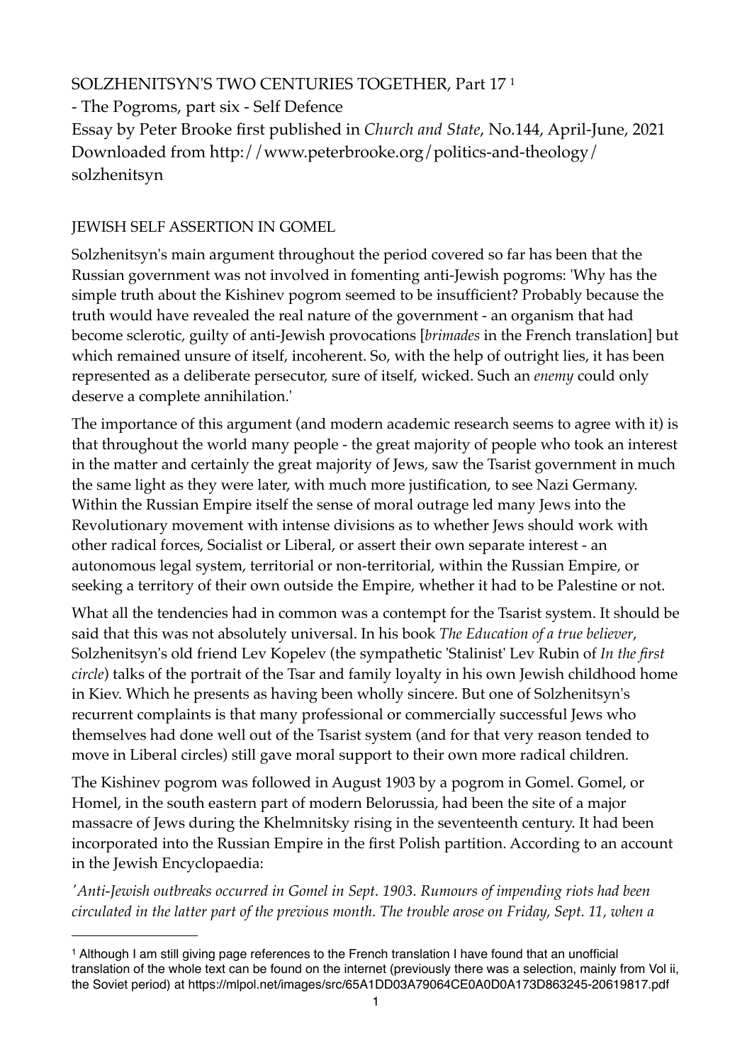SOLZHENITSYN'S TWO CENTURIES TOGETHER, Part 17 [1]

- The Pogroms, part six - Self Defence

Essay by Peter Brooke first published in *Church and State*, No.144, April-June, 2021

Downloaded from http://www.peterbrooke.org/politics-and-theology/solzhenitsyn

## JEWISH SELF ASSERTION IN GOMEL

Solzhenitsyn's main argument throughout the period covered so far has been that the Russian government was not involved in fomenting anti-Jewish pogroms: 'Why has the simple truth about the Kishinev pogrom seemed to be insufficient? Probably because the truth would have revealed the real nature of the government - an organism that had become sclerotic, guilty of anti-Jewish provocations [*brimades* in the French translation] but which remained unsure of itself, incoherent. So, with the help of outright lies, it has been represented as a deliberate persecutor, sure of itself, wicked. Such an *enemy* could only deserve a complete annihilation.'

The importance of this argument (and modern academic research seems to agree with it) is that throughout the world many people - the great majority of people who took an interest in the matter and certainly the great majority of Jews, saw the Tsarist government in much the same light as they were later, with much more justification, to see Nazi Germany. Within the Russian Empire itself the sense of moral outrage led many Jews into the Revolutionary movement with intense divisions as to whether Jews should work with other radical forces, Socialist or Liberal, or assert their own separate interest - an autonomous legal system, territorial or non-territorial, within the Russian Empire, or seeking a territory of their own outside the Empire, whether it had to be Palestine or not.

What all the tendencies had in common was a contempt for the Tsarist system. It should be said that this was not absolutely universal. In his book *The Education of a true believer*, Solzhenitsyn's old friend Lev Kopelev (the sympathetic 'Stalinist' Lev Rubin of *In the first circle*) talks of the portrait of the Tsar and family loyalty in his own Jewish childhood home in Kiev. Which he presents as having been wholly sincere. But one of Solzhenitsyn's recurrent complaints is that many professional or commercially successful Jews who themselves had done well out of the Tsarist system (and for that very reason tended to move in Liberal circles) still gave moral support to their own more radical children.

The Kishinev pogrom was followed in August 1903 by a pogrom in Gomel. Gomel, or Homel, in the south eastern part of modern Belorussia, had been the site of a major massacre of Jews during the Khelmnitsky rising in the seventeenth century. It had been incorporated into the Russian Empire in the first Polish partition. According to an account in the Jewish Encyclopaedia:

*'Anti-Jewish outbreaks occurred in Gomel in Sept. 1903. Rumours of impending riots had been circulated in the latter part of the previous month. The trouble arose on Friday, Sept. 11, when a*

---

[1] Although I am still giving page references to the French translation I have found that an unofficial translation of the whole text can be found on the internet (previously there was a selection, mainly from Vol ii, the Soviet period) at https://mlpol.net/images/src/65A1DD03A79064CE0A0D0A173D863245-20619817.pdf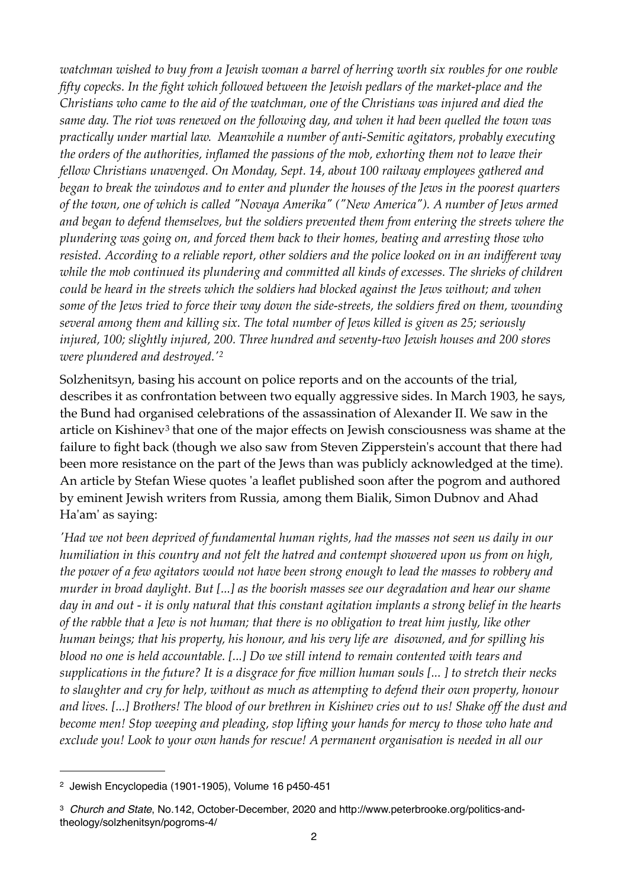*watchman wished to buy from a Jewish woman a barrel of herring worth six roubles for one rouble fifty copecks. In the fight which followed between the Jewish pedlars of the market-place and the Christians who came to the aid of the watchman, one of the Christians was injured and died the same day. The riot was renewed on the following day, and when it had been quelled the town was practically under martial law. Meanwhile a number of anti-Semitic agitators, probably executing the orders of the authorities, inflamed the passions of the mob, exhorting them not to leave their fellow Christians unavenged. On Monday, Sept. 14, about 100 railway employees gathered and began to break the windows and to enter and plunder the houses of the Jews in the poorest quarters of the town, one of which is called "Novaya Amerika" ("New America"). A number of Jews armed and began to defend themselves, but the soldiers prevented them from entering the streets where the plundering was going on, and forced them back to their homes, beating and arresting those who resisted. According to a reliable report, other soldiers and the police looked on in an indifferent way while the mob continued its plundering and committed all kinds of excesses. The shrieks of children could be heard in the streets which the soldiers had blocked against the Jews without; and when some of the Jews tried to force their way down the side-streets, the soldiers fired on them, wounding several among them and killing six. The total number of Jews killed is given as 25; seriously injured, 100; slightly injured, 200. Three hundred and seventy-two Jewish houses and 200 stores were plundered and destroyed.'*[2]

Solzhenitsyn, basing his account on police reports and on the accounts of the trial, describes it as confrontation between two equally aggressive sides. In March 1903, he says, the Bund had organised celebrations of the assassination of Alexander II. We saw in the article on Kishinev[3] that one of the major effects on Jewish consciousness was shame at the failure to fight back (though we also saw from Steven Zipperstein's account that there had been more resistance on the part of the Jews than was publicly acknowledged at the time). An article by Stefan Wiese quotes 'a leaflet published soon after the pogrom and authored by eminent Jewish writers from Russia, among them Bialik, Simon Dubnov and Ahad Ha'am' as saying:

*'Had we not been deprived of fundamental human rights, had the masses not seen us daily in our humiliation in this country and not felt the hatred and contempt showered upon us from on high, the power of a few agitators would not have been strong enough to lead the masses to robbery and murder in broad daylight. But [...] as the boorish masses see our degradation and hear our shame day in and out - it is only natural that this constant agitation implants a strong belief in the hearts of the rabble that a Jew is not human; that there is no obligation to treat him justly, like other human beings; that his property, his honour, and his very life are disowned, and for spilling his blood no one is held accountable. [...] Do we still intend to remain contented with tears and supplications in the future? It is a disgrace for five million human souls [... ] to stretch their necks to slaughter and cry for help, without as much as attempting to defend their own property, honour and lives. [...] Brothers! The blood of our brethren in Kishinev cries out to us! Shake off the dust and become men! Stop weeping and pleading, stop lifting your hands for mercy to those who hate and exclude you! Look to your own hands for rescue! A permanent organisation is needed in all our*

---

[2] Jewish Encyclopedia (1901-1905), Volume 16 p450-451

[3] *Church and State*, No.142, October-December, 2020 and http://www.peterbrooke.org/politics-and-theology/solzhenitsyn/pogroms-4/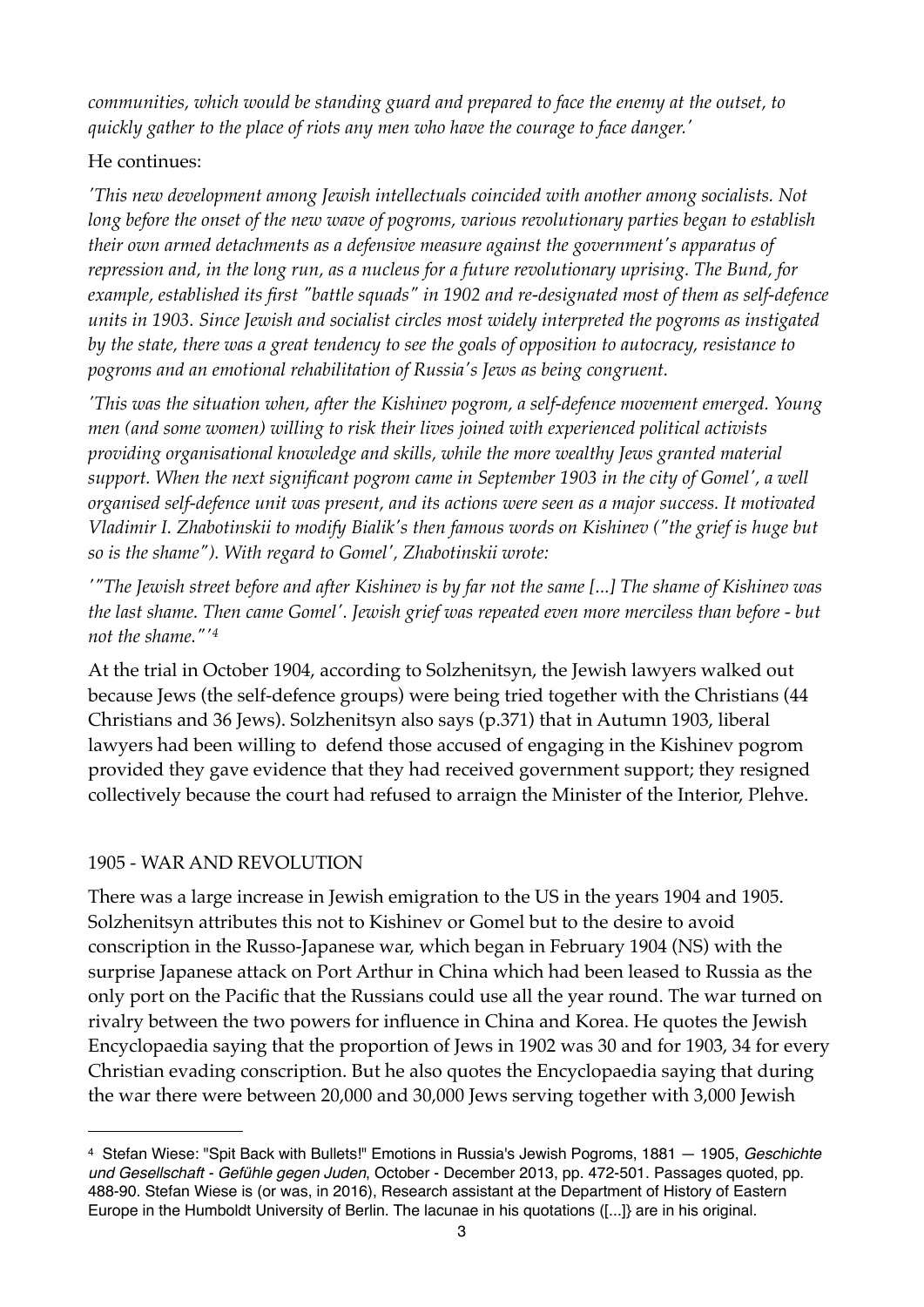*communities, which would be standing guard and prepared to face the enemy at the outset, to quickly gather to the place of riots any men who have the courage to face danger.'*

He continues:

*'This new development among Jewish intellectuals coincided with another among socialists. Not long before the onset of the new wave of pogroms, various revolutionary parties began to establish their own armed detachments as a defensive measure against the government's apparatus of repression and, in the long run, as a nucleus for a future revolutionary uprising. The Bund, for example, established its first "battle squads" in 1902 and re-designated most of them as self-defence units in 1903. Since Jewish and socialist circles most widely interpreted the pogroms as instigated by the state, there was a great tendency to see the goals of opposition to autocracy, resistance to pogroms and an emotional rehabilitation of Russia's Jews as being congruent.*

*'This was the situation when, after the Kishinev pogrom, a self-defence movement emerged. Young men (and some women) willing to risk their lives joined with experienced political activists providing organisational knowledge and skills, while the more wealthy Jews granted material support. When the next significant pogrom came in September 1903 in the city of Gomel', a well organised self-defence unit was present, and its actions were seen as a major success. It motivated Vladimir I. Zhabotinskii to modify Bialik's then famous words on Kishinev ("the grief is huge but so is the shame"). With regard to Gomel', Zhabotinskii wrote:*

*'"The Jewish street before and after Kishinev is by far not the same [...] The shame of Kishinev was the last shame. Then came Gomel'. Jewish grief was repeated even more merciless than before - but not the shame."'*[4]

At the trial in October 1904, according to Solzhenitsyn, the Jewish lawyers walked out because Jews (the self-defence groups) were being tried together with the Christians (44 Christians and 36 Jews). Solzhenitsyn also says (p.371) that in Autumn 1903, liberal lawyers had been willing to defend those accused of engaging in the Kishinev pogrom provided they gave evidence that they had received government support; they resigned collectively because the court had refused to arraign the Minister of the Interior, Plehve.

## 1905 - WAR AND REVOLUTION

There was a large increase in Jewish emigration to the US in the years 1904 and 1905. Solzhenitsyn attributes this not to Kishinev or Gomel but to the desire to avoid conscription in the Russo-Japanese war, which began in February 1904 (NS) with the surprise Japanese attack on Port Arthur in China which had been leased to Russia as the only port on the Pacific that the Russians could use all the year round. The war turned on rivalry between the two powers for influence in China and Korea. He quotes the Jewish Encyclopaedia saying that the proportion of Jews in 1902 was 30 and for 1903, 34 for every Christian evading conscription. But he also quotes the Encyclopaedia saying that during the war there were between 20,000 and 30,000 Jews serving together with 3,000 Jewish

---

[4] Stefan Wiese: "Spit Back with Bullets!" Emotions in Russia's Jewish Pogroms, 1881 — 1905, *Geschichte und Gesellschaft - Gefühle gegen Juden*, October - December 2013, pp. 472-501. Passages quoted, pp. 488-90. Stefan Wiese is (or was, in 2016), Research assistant at the Department of History of Eastern Europe in the Humboldt University of Berlin. The lacunae in his quotations ([...]} are in his original.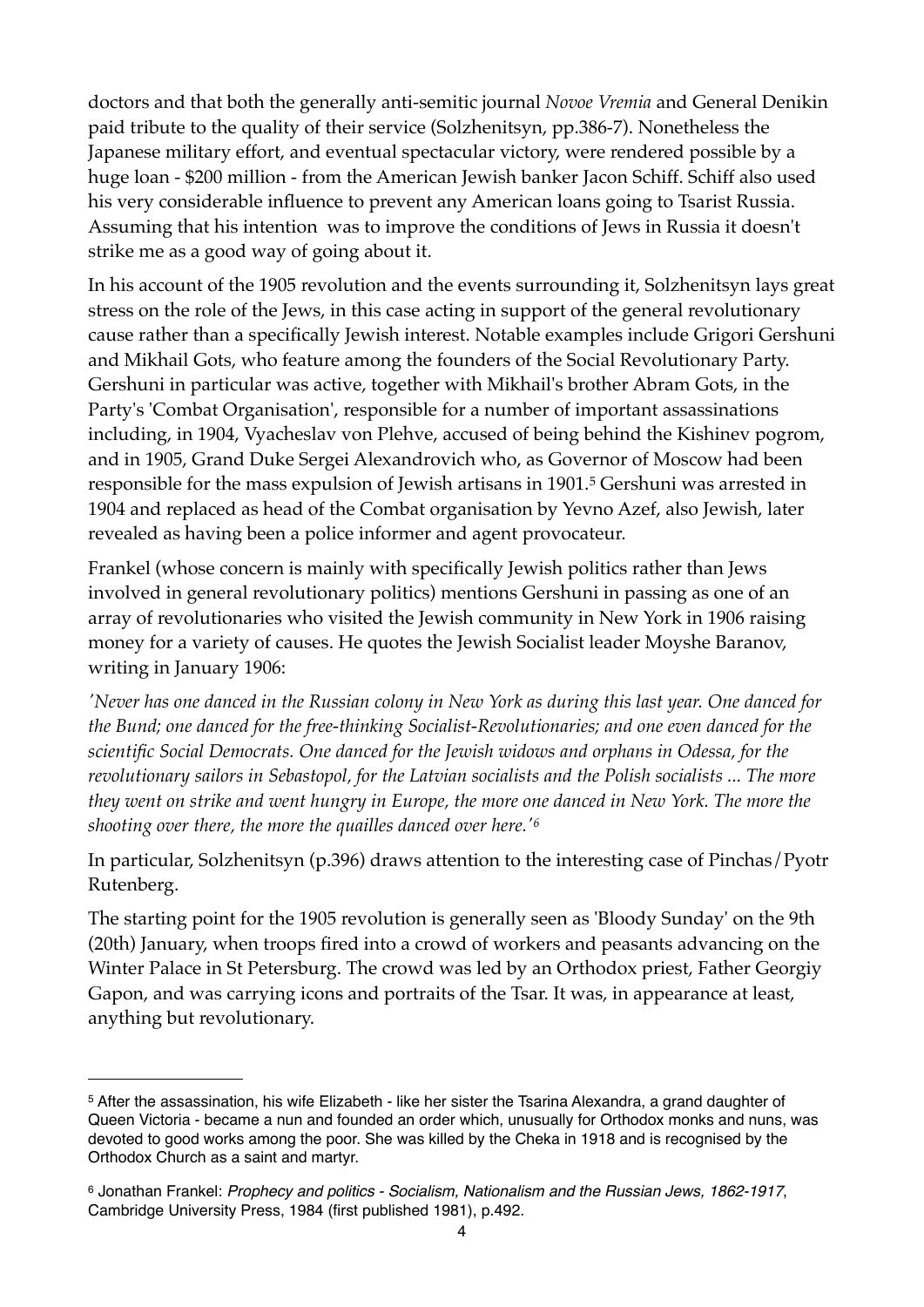doctors and that both the generally anti-semitic journal *Novoe Vremia* and General Denikin paid tribute to the quality of their service (Solzhenitsyn, pp.386-7). Nonetheless the Japanese military effort, and eventual spectacular victory, were rendered possible by a huge loan - \$200 million - from the American Jewish banker Jacon Schiff. Schiff also used his very considerable influence to prevent any American loans going to Tsarist Russia. Assuming that his intention was to improve the conditions of Jews in Russia it doesn't strike me as a good way of going about it.

In his account of the 1905 revolution and the events surrounding it, Solzhenitsyn lays great stress on the role of the Jews, in this case acting in support of the general revolutionary cause rather than a specifically Jewish interest. Notable examples include Grigori Gershuni and Mikhail Gots, who feature among the founders of the Social Revolutionary Party. Gershuni in particular was active, together with Mikhail's brother Abram Gots, in the Party's 'Combat Organisation', responsible for a number of important assassinations including, in 1904, Vyacheslav von Plehve, accused of being behind the Kishinev pogrom, and in 1905, Grand Duke Sergei Alexandrovich who, as Governor of Moscow had been responsible for the mass expulsion of Jewish artisans in 1901.[5] Gershuni was arrested in 1904 and replaced as head of the Combat organisation by Yevno Azef, also Jewish, later revealed as having been a police informer and agent provocateur.

Frankel (whose concern is mainly with specifically Jewish politics rather than Jews involved in general revolutionary politics) mentions Gershuni in passing as one of an array of revolutionaries who visited the Jewish community in New York in 1906 raising money for a variety of causes. He quotes the Jewish Socialist leader Moyshe Baranov, writing in January 1906:

*'Never has one danced in the Russian colony in New York as during this last year. One danced for the Bund; one danced for the free-thinking Socialist-Revolutionaries; and one even danced for the scientific Social Democrats. One danced for the Jewish widows and orphans in Odessa, for the revolutionary sailors in Sebastopol, for the Latvian socialists and the Polish socialists ... The more they went on strike and went hungry in Europe, the more one danced in New York. The more the shooting over there, the more the quailles danced over here.'*[6]

In particular, Solzhenitsyn (p.396) draws attention to the interesting case of Pinchas/Pyotr Rutenberg.

The starting point for the 1905 revolution is generally seen as 'Bloody Sunday' on the 9th (20th) January, when troops fired into a crowd of workers and peasants advancing on the Winter Palace in St Petersburg. The crowd was led by an Orthodox priest, Father Georgiy Gapon, and was carrying icons and portraits of the Tsar. It was, in appearance at least, anything but revolutionary.

---

[5] After the assassination, his wife Elizabeth - like her sister the Tsarina Alexandra, a grand daughter of Queen Victoria - became a nun and founded an order which, unusually for Orthodox monks and nuns, was devoted to good works among the poor. She was killed by the Cheka in 1918 and is recognised by the Orthodox Church as a saint and martyr.

[6] Jonathan Frankel: *Prophecy and politics - Socialism, Nationalism and the Russian Jews, 1862-1917*, Cambridge University Press, 1984 (first published 1981), p.492.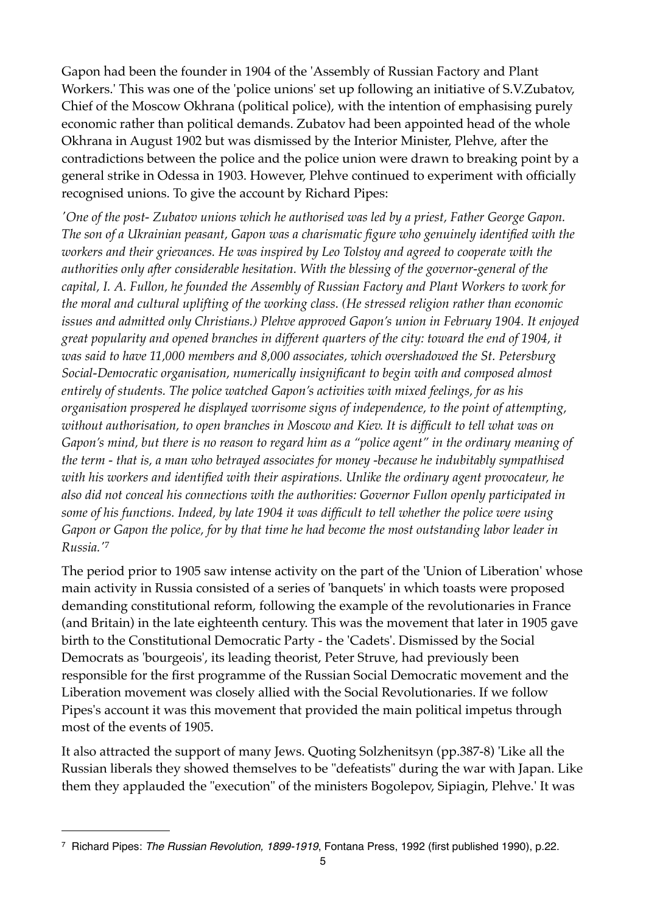Gapon had been the founder in 1904 of the 'Assembly of Russian Factory and Plant Workers.' This was one of the 'police unions' set up following an initiative of S.V.Zubatov, Chief of the Moscow Okhrana (political police), with the intention of emphasising purely economic rather than political demands. Zubatov had been appointed head of the whole Okhrana in August 1902 but was dismissed by the Interior Minister, Plehve, after the contradictions between the police and the police union were drawn to breaking point by a general strike in Odessa in 1903. However, Plehve continued to experiment with officially recognised unions. To give the account by Richard Pipes:

*'One of the post- Zubatov unions which he authorised was led by a priest, Father George Gapon. The son of a Ukrainian peasant, Gapon was a charismatic figure who genuinely identified with the workers and their grievances. He was inspired by Leo Tolstoy and agreed to cooperate with the authorities only after considerable hesitation. With the blessing of the governor-general of the capital, I. A. Fullon, he founded the Assembly of Russian Factory and Plant Workers to work for the moral and cultural uplifting of the working class. (He stressed religion rather than economic issues and admitted only Christians.) Plehve approved Gapon's union in February 1904. It enjoyed great popularity and opened branches in different quarters of the city: toward the end of 1904, it was said to have 11,000 members and 8,000 associates, which overshadowed the St. Petersburg Social-Democratic organisation, numerically insignificant to begin with and composed almost entirely of students. The police watched Gapon's activities with mixed feelings, for as his organisation prospered he displayed worrisome signs of independence, to the point of attempting, without authorisation, to open branches in Moscow and Kiev. It is difficult to tell what was on Gapon's mind, but there is no reason to regard him as a "police agent" in the ordinary meaning of the term - that is, a man who betrayed associates for money -because he indubitably sympathised with his workers and identified with their aspirations. Unlike the ordinary agent provocateur, he also did not conceal his connections with the authorities: Governor Fullon openly participated in some of his functions. Indeed, by late 1904 it was difficult to tell whether the police were using Gapon or Gapon the police, for by that time he had become the most outstanding labor leader in Russia.'*[7]

The period prior to 1905 saw intense activity on the part of the 'Union of Liberation' whose main activity in Russia consisted of a series of 'banquets' in which toasts were proposed demanding constitutional reform, following the example of the revolutionaries in France (and Britain) in the late eighteenth century. This was the movement that later in 1905 gave birth to the Constitutional Democratic Party - the 'Cadets'. Dismissed by the Social Democrats as 'bourgeois', its leading theorist, Peter Struve, had previously been responsible for the first programme of the Russian Social Democratic movement and the Liberation movement was closely allied with the Social Revolutionaries. If we follow Pipes's account it was this movement that provided the main political impetus through most of the events of 1905.

It also attracted the support of many Jews. Quoting Solzhenitsyn (pp.387-8) 'Like all the Russian liberals they showed themselves to be "defeatists" during the war with Japan. Like them they applauded the "execution" of the ministers Bogolepov, Sipiagin, Plehve.' It was

---

[7] Richard Pipes: *The Russian Revolution, 1899-1919*, Fontana Press, 1992 (first published 1990), p.22.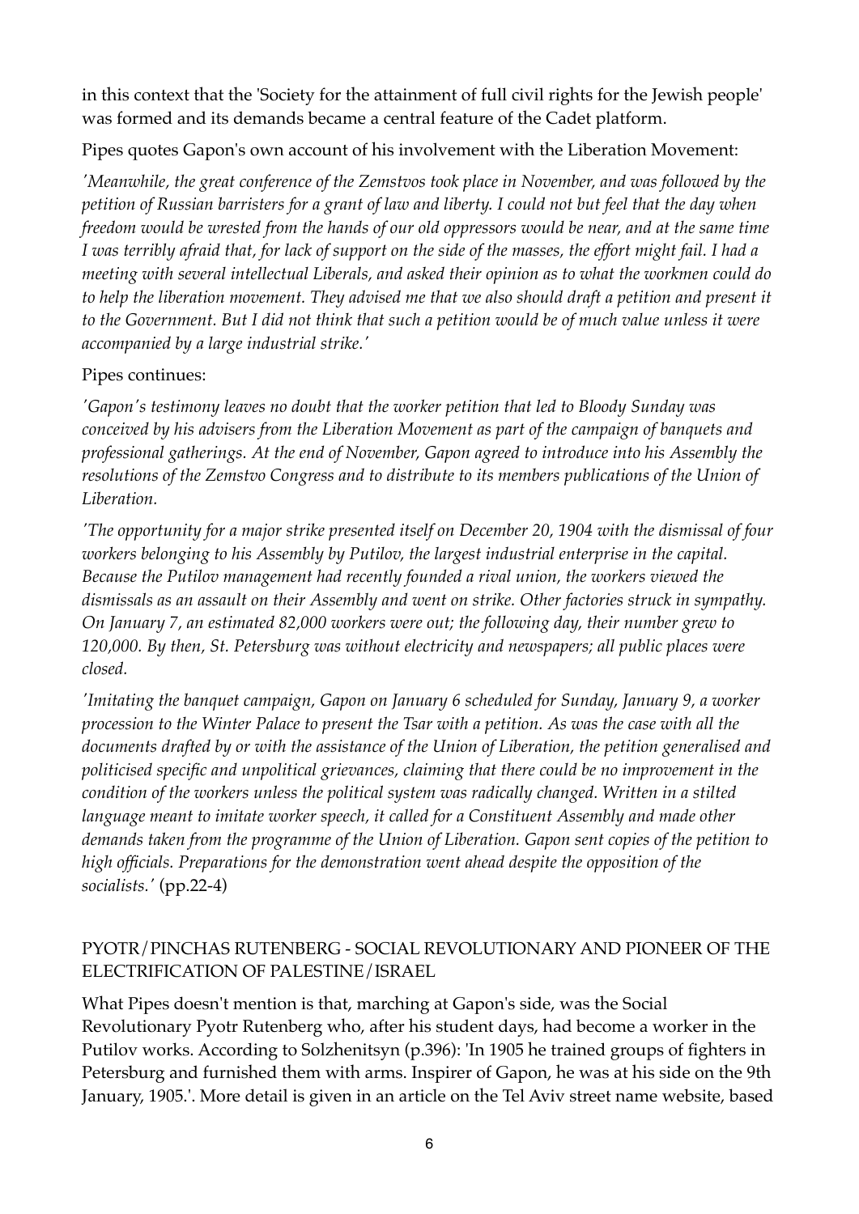in this context that the 'Society for the attainment of full civil rights for the Jewish people' was formed and its demands became a central feature of the Cadet platform.

Pipes quotes Gapon's own account of his involvement with the Liberation Movement:

*'Meanwhile, the great conference of the Zemstvos took place in November, and was followed by the petition of Russian barristers for a grant of law and liberty. I could not but feel that the day when freedom would be wrested from the hands of our old oppressors would be near, and at the same time I was terribly afraid that, for lack of support on the side of the masses, the effort might fail. I had a meeting with several intellectual Liberals, and asked their opinion as to what the workmen could do to help the liberation movement. They advised me that we also should draft a petition and present it to the Government. But I did not think that such a petition would be of much value unless it were accompanied by a large industrial strike.'*

Pipes continues:

*'Gapon's testimony leaves no doubt that the worker petition that led to Bloody Sunday was conceived by his advisers from the Liberation Movement as part of the campaign of banquets and professional gatherings. At the end of November, Gapon agreed to introduce into his Assembly the resolutions of the Zemstvo Congress and to distribute to its members publications of the Union of Liberation.*

*'The opportunity for a major strike presented itself on December 20, 1904 with the dismissal of four workers belonging to his Assembly by Putilov, the largest industrial enterprise in the capital. Because the Putilov management had recently founded a rival union, the workers viewed the dismissals as an assault on their Assembly and went on strike. Other factories struck in sympathy. On January 7, an estimated 82,000 workers were out; the following day, their number grew to 120,000. By then, St. Petersburg was without electricity and newspapers; all public places were closed.*

*'Imitating the banquet campaign, Gapon on January 6 scheduled for Sunday, January 9, a worker procession to the Winter Palace to present the Tsar with a petition. As was the case with all the documents drafted by or with the assistance of the Union of Liberation, the petition generalised and politicised specific and unpolitical grievances, claiming that there could be no improvement in the condition of the workers unless the political system was radically changed. Written in a stilted language meant to imitate worker speech, it called for a Constituent Assembly and made other demands taken from the programme of the Union of Liberation. Gapon sent copies of the petition to high officials. Preparations for the demonstration went ahead despite the opposition of the socialists.'* (pp.22-4)

## PYOTR/PINCHAS RUTENBERG - SOCIAL REVOLUTIONARY AND PIONEER OF THE ELECTRIFICATION OF PALESTINE/ISRAEL

What Pipes doesn't mention is that, marching at Gapon's side, was the Social Revolutionary Pyotr Rutenberg who, after his student days, had become a worker in the Putilov works. According to Solzhenitsyn (p.396): 'In 1905 he trained groups of fighters in Petersburg and furnished them with arms. Inspirer of Gapon, he was at his side on the 9th January, 1905.'. More detail is given in an article on the Tel Aviv street name website, based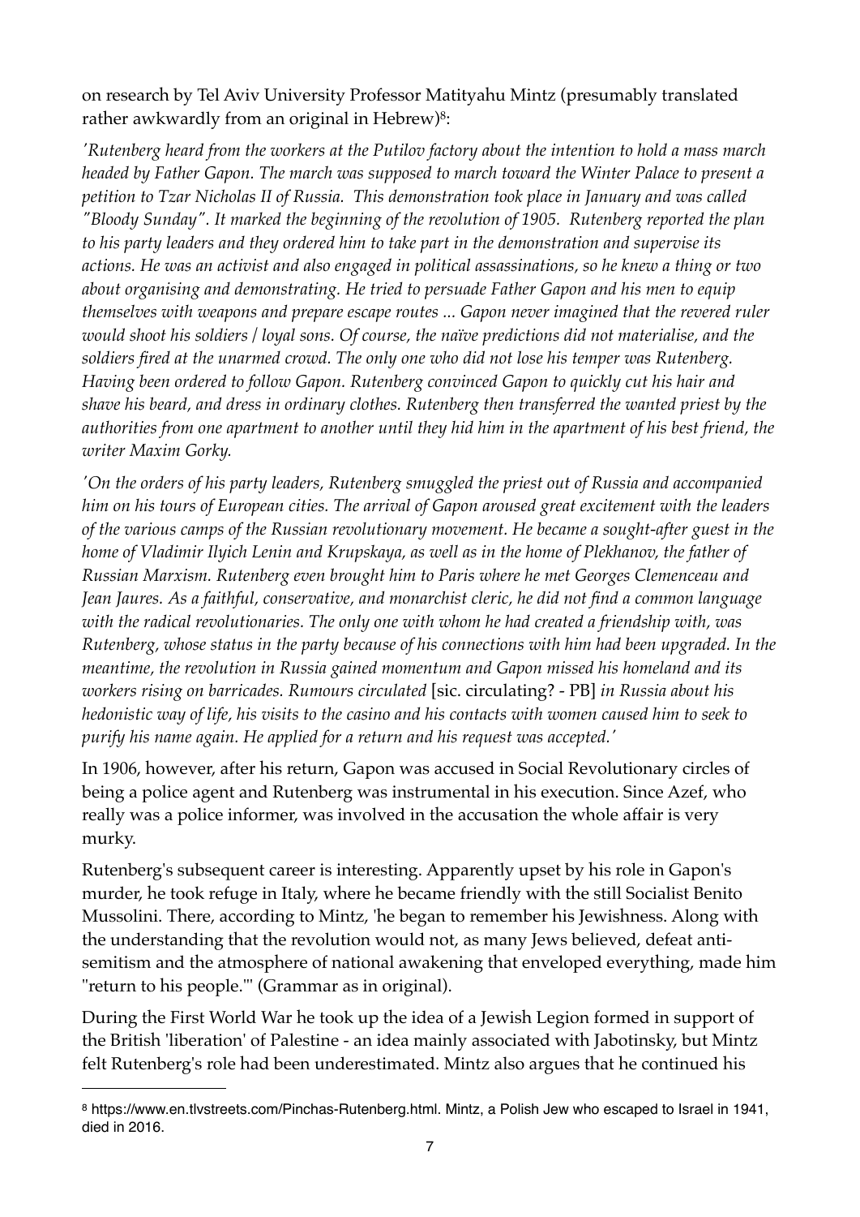on research by Tel Aviv University Professor Matityahu Mintz (presumably translated rather awkwardly from an original in Hebrew)[8]:

*'Rutenberg heard from the workers at the Putilov factory about the intention to hold a mass march headed by Father Gapon. The march was supposed to march toward the Winter Palace to present a petition to Tzar Nicholas II of Russia. This demonstration took place in January and was called "Bloody Sunday". It marked the beginning of the revolution of 1905. Rutenberg reported the plan to his party leaders and they ordered him to take part in the demonstration and supervise its actions. He was an activist and also engaged in political assassinations, so he knew a thing or two about organising and demonstrating. He tried to persuade Father Gapon and his men to equip themselves with weapons and prepare escape routes ... Gapon never imagined that the revered ruler would shoot his soldiers / loyal sons. Of course, the naïve predictions did not materialise, and the soldiers fired at the unarmed crowd. The only one who did not lose his temper was Rutenberg. Having been ordered to follow Gapon. Rutenberg convinced Gapon to quickly cut his hair and shave his beard, and dress in ordinary clothes. Rutenberg then transferred the wanted priest by the authorities from one apartment to another until they hid him in the apartment of his best friend, the writer Maxim Gorky.*

*'On the orders of his party leaders, Rutenberg smuggled the priest out of Russia and accompanied him on his tours of European cities. The arrival of Gapon aroused great excitement with the leaders of the various camps of the Russian revolutionary movement. He became a sought-after guest in the home of Vladimir Ilyich Lenin and Krupskaya, as well as in the home of Plekhanov, the father of Russian Marxism. Rutenberg even brought him to Paris where he met Georges Clemenceau and Jean Jaures. As a faithful, conservative, and monarchist cleric, he did not find a common language with the radical revolutionaries. The only one with whom he had created a friendship with, was Rutenberg, whose status in the party because of his connections with him had been upgraded. In the meantime, the revolution in Russia gained momentum and Gapon missed his homeland and its workers rising on barricades. Rumours circulated* [sic. circulating? - PB] *in Russia about his hedonistic way of life, his visits to the casino and his contacts with women caused him to seek to purify his name again. He applied for a return and his request was accepted.'*

In 1906, however, after his return, Gapon was accused in Social Revolutionary circles of being a police agent and Rutenberg was instrumental in his execution. Since Azef, who really was a police informer, was involved in the accusation the whole affair is very murky.

Rutenberg's subsequent career is interesting. Apparently upset by his role in Gapon's murder, he took refuge in Italy, where he became friendly with the still Socialist Benito Mussolini. There, according to Mintz, 'he began to remember his Jewishness. Along with the understanding that the revolution would not, as many Jews believed, defeat anti-semitism and the atmosphere of national awakening that enveloped everything, made him "return to his people."' (Grammar as in original).

During the First World War he took up the idea of a Jewish Legion formed in support of the British 'liberation' of Palestine - an idea mainly associated with Jabotinsky, but Mintz felt Rutenberg's role had been underestimated. Mintz also argues that he continued his

[8] https://www.en.tlvstreets.com/Pinchas-Rutenberg.html. Mintz, a Polish Jew who escaped to Israel in 1941, died in 2016.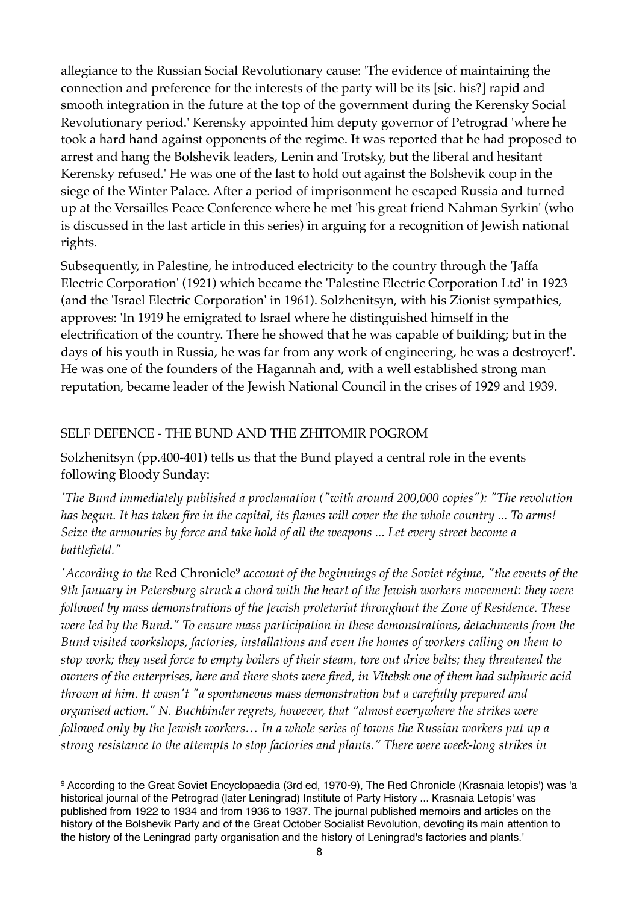allegiance to the Russian Social Revolutionary cause: 'The evidence of maintaining the connection and preference for the interests of the party will be its [sic. his?] rapid and smooth integration in the future at the top of the government during the Kerensky Social Revolutionary period.' Kerensky appointed him deputy governor of Petrograd 'where he took a hard hand against opponents of the regime. It was reported that he had proposed to arrest and hang the Bolshevik leaders, Lenin and Trotsky, but the liberal and hesitant Kerensky refused.' He was one of the last to hold out against the Bolshevik coup in the siege of the Winter Palace. After a period of imprisonment he escaped Russia and turned up at the Versailles Peace Conference where he met 'his great friend Nahman Syrkin' (who is discussed in the last article in this series) in arguing for a recognition of Jewish national rights.

Subsequently, in Palestine, he introduced electricity to the country through the 'Jaffa Electric Corporation' (1921) which became the 'Palestine Electric Corporation Ltd' in 1923 (and the 'Israel Electric Corporation' in 1961). Solzhenitsyn, with his Zionist sympathies, approves: 'In 1919 he emigrated to Israel where he distinguished himself in the electrification of the country. There he showed that he was capable of building; but in the days of his youth in Russia, he was far from any work of engineering, he was a destroyer!'. He was one of the founders of the Hagannah and, with a well established strong man reputation, became leader of the Jewish National Council in the crises of 1929 and 1939.

## SELF DEFENCE - THE BUND AND THE ZHITOMIR POGROM

Solzhenitsyn (pp.400-401) tells us that the Bund played a central role in the events following Bloody Sunday:

*'The Bund immediately published a proclamation ("with around 200,000 copies"): "The revolution has begun. It has taken fire in the capital, its flames will cover the the whole country ... To arms! Seize the armouries by force and take hold of all the weapons ... Let every street become a battlefield."*

*'According to the* Red Chronicle[9] *account of the beginnings of the Soviet régime, "the events of the 9th January in Petersburg struck a chord with the heart of the Jewish workers movement: they were followed by mass demonstrations of the Jewish proletariat throughout the Zone of Residence. These were led by the Bund." To ensure mass participation in these demonstrations, detachments from the Bund visited workshops, factories, installations and even the homes of workers calling on them to stop work; they used force to empty boilers of their steam, tore out drive belts; they threatened the owners of the enterprises, here and there shots were fired, in Vitebsk one of them had sulphuric acid thrown at him. It wasn't "a spontaneous mass demonstration but a carefully prepared and organised action." N. Buchbinder regrets, however, that "almost everywhere the strikes were followed only by the Jewish workers… In a whole series of towns the Russian workers put up a strong resistance to the attempts to stop factories and plants." There were week-long strikes in*

---

[9] According to the Great Soviet Encyclopaedia (3rd ed, 1970-9), The Red Chronicle (Krasnaia letopis') was 'a historical journal of the Petrograd (later Leningrad) Institute of Party History ... Krasnaia Letopis' was published from 1922 to 1934 and from 1936 to 1937. The journal published memoirs and articles on the history of the Bolshevik Party and of the Great October Socialist Revolution, devoting its main attention to the history of the Leningrad party organisation and the history of Leningrad's factories and plants.'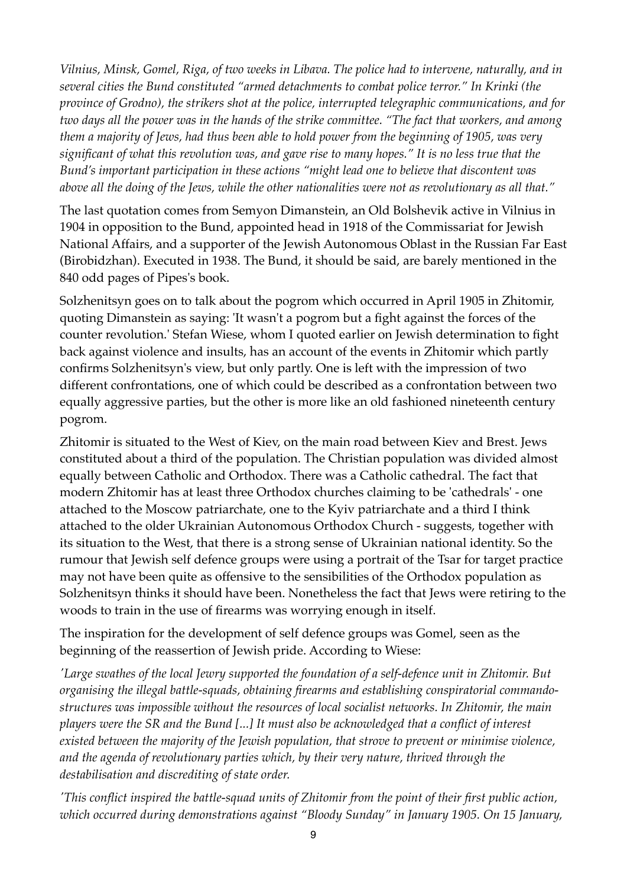*Vilnius, Minsk, Gomel, Riga, of two weeks in Libava. The police had to intervene, naturally, and in several cities the Bund constituted "armed detachments to combat police terror." In Krinki (the province of Grodno), the strikers shot at the police, interrupted telegraphic communications, and for two days all the power was in the hands of the strike committee. "The fact that workers, and among them a majority of Jews, had thus been able to hold power from the beginning of 1905, was very significant of what this revolution was, and gave rise to many hopes." It is no less true that the Bund's important participation in these actions "might lead one to believe that discontent was above all the doing of the Jews, while the other nationalities were not as revolutionary as all that."*

The last quotation comes from Semyon Dimanstein, an Old Bolshevik active in Vilnius in 1904 in opposition to the Bund, appointed head in 1918 of the Commissariat for Jewish National Affairs, and a supporter of the Jewish Autonomous Oblast in the Russian Far East (Birobidzhan). Executed in 1938. The Bund, it should be said, are barely mentioned in the 840 odd pages of Pipes's book.

Solzhenitsyn goes on to talk about the pogrom which occurred in April 1905 in Zhitomir, quoting Dimanstein as saying: 'It wasn't a pogrom but a fight against the forces of the counter revolution.' Stefan Wiese, whom I quoted earlier on Jewish determination to fight back against violence and insults, has an account of the events in Zhitomir which partly confirms Solzhenitsyn's view, but only partly. One is left with the impression of two different confrontations, one of which could be described as a confrontation between two equally aggressive parties, but the other is more like an old fashioned nineteenth century pogrom.

Zhitomir is situated to the West of Kiev, on the main road between Kiev and Brest. Jews constituted about a third of the population. The Christian population was divided almost equally between Catholic and Orthodox. There was a Catholic cathedral. The fact that modern Zhitomir has at least three Orthodox churches claiming to be 'cathedrals' - one attached to the Moscow patriarchate, one to the Kyiv patriarchate and a third I think attached to the older Ukrainian Autonomous Orthodox Church - suggests, together with its situation to the West, that there is a strong sense of Ukrainian national identity. So the rumour that Jewish self defence groups were using a portrait of the Tsar for target practice may not have been quite as offensive to the sensibilities of the Orthodox population as Solzhenitsyn thinks it should have been. Nonetheless the fact that Jews were retiring to the woods to train in the use of firearms was worrying enough in itself.

The inspiration for the development of self defence groups was Gomel, seen as the beginning of the reassertion of Jewish pride. According to Wiese:

*'Large swathes of the local Jewry supported the foundation of a self-defence unit in Zhitomir. But organising the illegal battle-squads, obtaining firearms and establishing conspiratorial commando-structures was impossible without the resources of local socialist networks. In Zhitomir, the main players were the SR and the Bund [...] It must also be acknowledged that a conflict of interest existed between the majority of the Jewish population, that strove to prevent or minimise violence, and the agenda of revolutionary parties which, by their very nature, thrived through the destabilisation and discrediting of state order.*

*'This conflict inspired the battle-squad units of Zhitomir from the point of their first public action, which occurred during demonstrations against "Bloody Sunday" in January 1905. On 15 January,*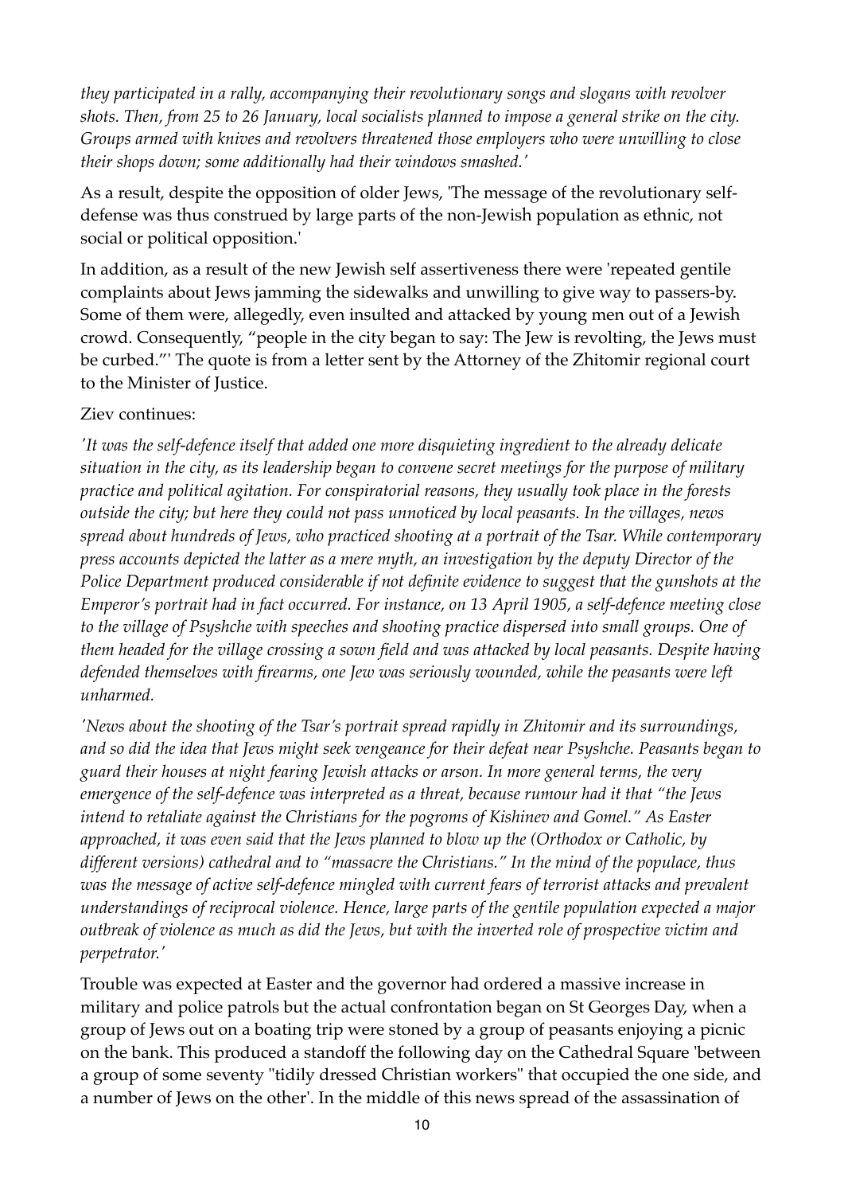*they participated in a rally, accompanying their revolutionary songs and slogans with revolver shots. Then, from 25 to 26 January, local socialists planned to impose a general strike on the city. Groups armed with knives and revolvers threatened those employers who were unwilling to close their shops down; some additionally had their windows smashed.'*

As a result, despite the opposition of older Jews, 'The message of the revolutionary self-defense was thus construed by large parts of the non-Jewish population as ethnic, not social or political opposition.'

In addition, as a result of the new Jewish self assertiveness there were 'repeated gentile complaints about Jews jamming the sidewalks and unwilling to give way to passers-by. Some of them were, allegedly, even insulted and attacked by young men out of a Jewish crowd. Consequently, "people in the city began to say: The Jew is revolting, the Jews must be curbed."' The quote is from a letter sent by the Attorney of the Zhitomir regional court to the Minister of Justice.

Ziev continues:

*'It was the self-defence itself that added one more disquieting ingredient to the already delicate situation in the city, as its leadership began to convene secret meetings for the purpose of military practice and political agitation. For conspiratorial reasons, they usually took place in the forests outside the city; but here they could not pass unnoticed by local peasants. In the villages, news spread about hundreds of Jews, who practiced shooting at a portrait of the Tsar. While contemporary press accounts depicted the latter as a mere myth, an investigation by the deputy Director of the Police Department produced considerable if not definite evidence to suggest that the gunshots at the Emperor's portrait had in fact occurred. For instance, on 13 April 1905, a self-defence meeting close to the village of Psyshche with speeches and shooting practice dispersed into small groups. One of them headed for the village crossing a sown field and was attacked by local peasants. Despite having defended themselves with firearms, one Jew was seriously wounded, while the peasants were left unharmed.*

*'News about the shooting of the Tsar's portrait spread rapidly in Zhitomir and its surroundings, and so did the idea that Jews might seek vengeance for their defeat near Psyshche. Peasants began to guard their houses at night fearing Jewish attacks or arson. In more general terms, the very emergence of the self-defence was interpreted as a threat, because rumour had it that "the Jews intend to retaliate against the Christians for the pogroms of Kishinev and Gomel." As Easter approached, it was even said that the Jews planned to blow up the (Orthodox or Catholic, by different versions) cathedral and to "massacre the Christians." In the mind of the populace, thus was the message of active self-defence mingled with current fears of terrorist attacks and prevalent understandings of reciprocal violence. Hence, large parts of the gentile population expected a major outbreak of violence as much as did the Jews, but with the inverted role of prospective victim and perpetrator.'*

Trouble was expected at Easter and the governor had ordered a massive increase in military and police patrols but the actual confrontation began on St Georges Day, when a group of Jews out on a boating trip were stoned by a group of peasants enjoying a picnic on the bank. This produced a standoff the following day on the Cathedral Square 'between a group of some seventy "tidily dressed Christian workers" that occupied the one side, and a number of Jews on the other'. In the middle of this news spread of the assassination of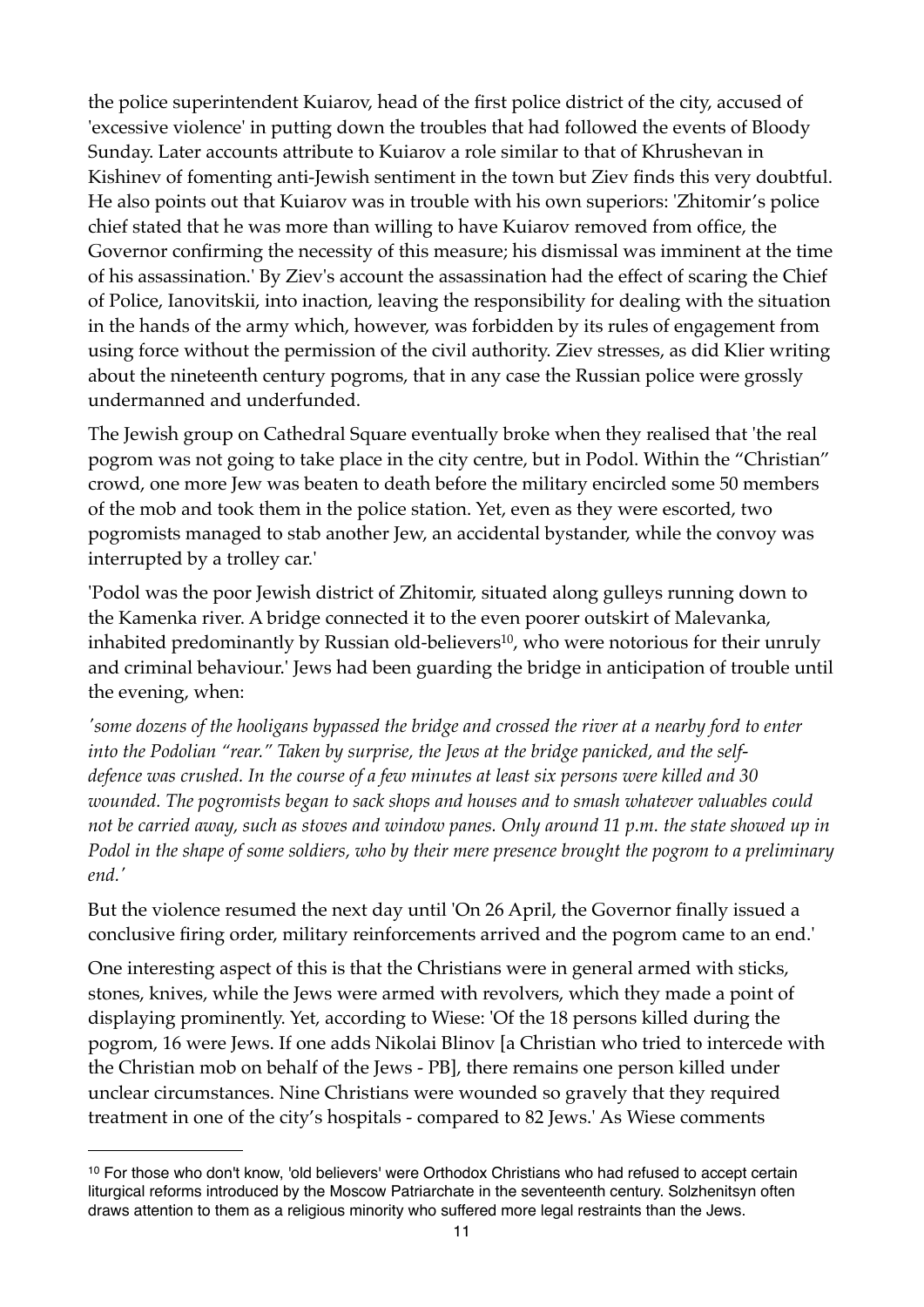the police superintendent Kuiarov, head of the first police district of the city, accused of 'excessive violence' in putting down the troubles that had followed the events of Bloody Sunday. Later accounts attribute to Kuiarov a role similar to that of Khrushevan in Kishinev of fomenting anti-Jewish sentiment in the town but Ziev finds this very doubtful. He also points out that Kuiarov was in trouble with his own superiors: 'Zhitomir's police chief stated that he was more than willing to have Kuiarov removed from office, the Governor confirming the necessity of this measure; his dismissal was imminent at the time of his assassination.' By Ziev's account the assassination had the effect of scaring the Chief of Police, Ianovitskii, into inaction, leaving the responsibility for dealing with the situation in the hands of the army which, however, was forbidden by its rules of engagement from using force without the permission of the civil authority. Ziev stresses, as did Klier writing about the nineteenth century pogroms, that in any case the Russian police were grossly undermanned and underfunded.

The Jewish group on Cathedral Square eventually broke when they realised that 'the real pogrom was not going to take place in the city centre, but in Podol. Within the "Christian" crowd, one more Jew was beaten to death before the military encircled some 50 members of the mob and took them in the police station. Yet, even as they were escorted, two pogromists managed to stab another Jew, an accidental bystander, while the convoy was interrupted by a trolley car.'

'Podol was the poor Jewish district of Zhitomir, situated along gulleys running down to the Kamenka river. A bridge connected it to the even poorer outskirt of Malevanka, inhabited predominantly by Russian old-believers[10], who were notorious for their unruly and criminal behaviour.' Jews had been guarding the bridge in anticipation of trouble until the evening, when:

*'some dozens of the hooligans bypassed the bridge and crossed the river at a nearby ford to enter into the Podolian "rear." Taken by surprise, the Jews at the bridge panicked, and the self-defence was crushed. In the course of a few minutes at least six persons were killed and 30 wounded. The pogromists began to sack shops and houses and to smash whatever valuables could not be carried away, such as stoves and window panes. Only around 11 p.m. the state showed up in Podol in the shape of some soldiers, who by their mere presence brought the pogrom to a preliminary end.'*

But the violence resumed the next day until 'On 26 April, the Governor finally issued a conclusive firing order, military reinforcements arrived and the pogrom came to an end.'

One interesting aspect of this is that the Christians were in general armed with sticks, stones, knives, while the Jews were armed with revolvers, which they made a point of displaying prominently. Yet, according to Wiese: 'Of the 18 persons killed during the pogrom, 16 were Jews. If one adds Nikolai Blinov [a Christian who tried to intercede with the Christian mob on behalf of the Jews - PB], there remains one person killed under unclear circumstances. Nine Christians were wounded so gravely that they required treatment in one of the city's hospitals - compared to 82 Jews.' As Wiese comments

---

[10] For those who don't know, 'old believers' were Orthodox Christians who had refused to accept certain liturgical reforms introduced by the Moscow Patriarchate in the seventeenth century. Solzhenitsyn often draws attention to them as a religious minority who suffered more legal restraints than the Jews.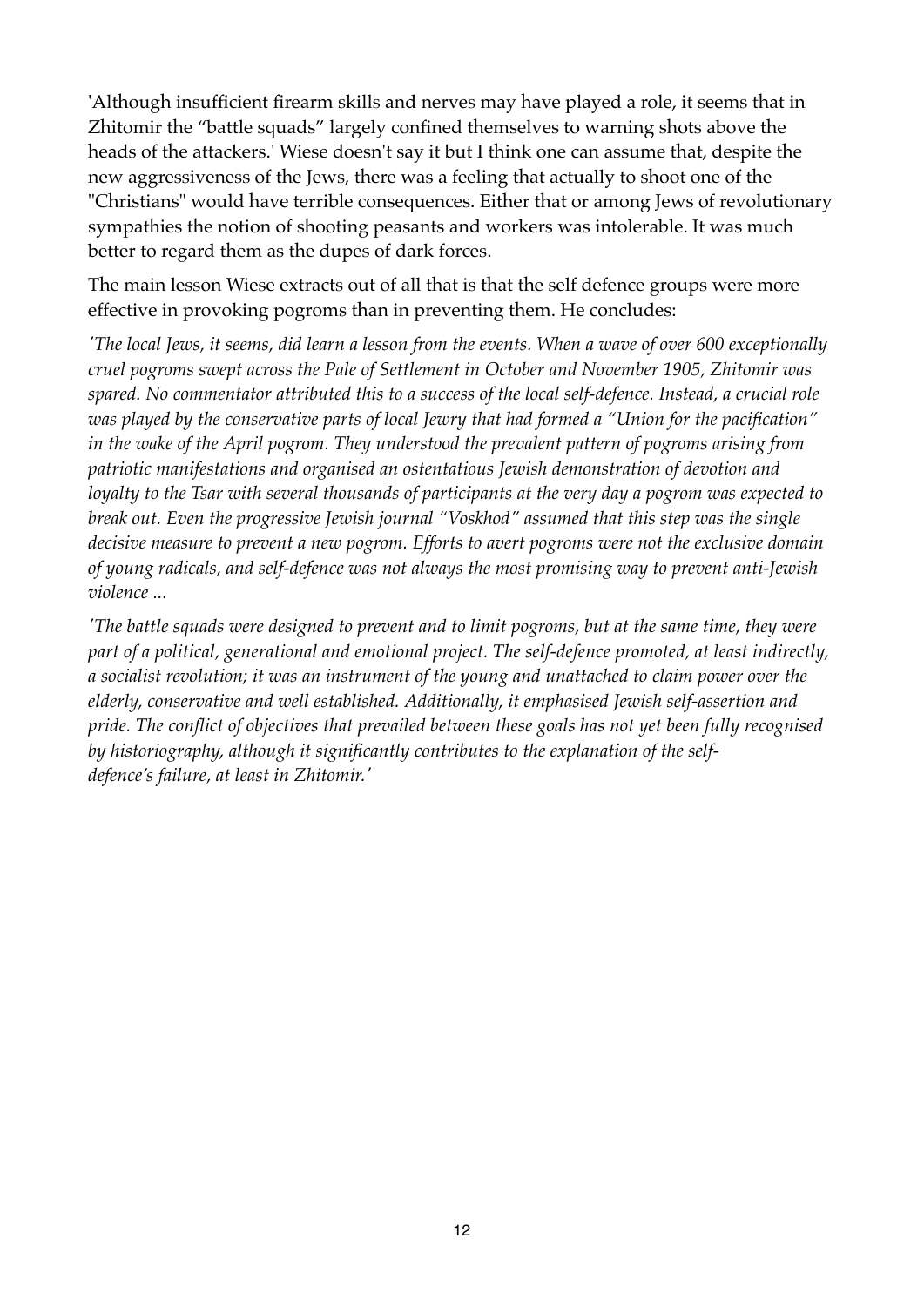'Although insufficient firearm skills and nerves may have played a role, it seems that in Zhitomir the "battle squads" largely confined themselves to warning shots above the heads of the attackers.' Wiese doesn't say it but I think one can assume that, despite the new aggressiveness of the Jews, there was a feeling that actually to shoot one of the "Christians" would have terrible consequences. Either that or among Jews of revolutionary sympathies the notion of shooting peasants and workers was intolerable. It was much better to regard them as the dupes of dark forces.

The main lesson Wiese extracts out of all that is that the self defence groups were more effective in provoking pogroms than in preventing them. He concludes:

*'The local Jews, it seems, did learn a lesson from the events. When a wave of over 600 exceptionally cruel pogroms swept across the Pale of Settlement in October and November 1905, Zhitomir was spared. No commentator attributed this to a success of the local self-defence. Instead, a crucial role was played by the conservative parts of local Jewry that had formed a "Union for the pacification" in the wake of the April pogrom. They understood the prevalent pattern of pogroms arising from patriotic manifestations and organised an ostentatious Jewish demonstration of devotion and loyalty to the Tsar with several thousands of participants at the very day a pogrom was expected to break out. Even the progressive Jewish journal "Voskhod" assumed that this step was the single decisive measure to prevent a new pogrom. Efforts to avert pogroms were not the exclusive domain of young radicals, and self-defence was not always the most promising way to prevent anti-Jewish violence ...*

*'The battle squads were designed to prevent and to limit pogroms, but at the same time, they were part of a political, generational and emotional project. The self-defence promoted, at least indirectly, a socialist revolution; it was an instrument of the young and unattached to claim power over the elderly, conservative and well established. Additionally, it emphasised Jewish self-assertion and pride. The conflict of objectives that prevailed between these goals has not yet been fully recognised by historiography, although it significantly contributes to the explanation of the self-defence's failure, at least in Zhitomir.'*